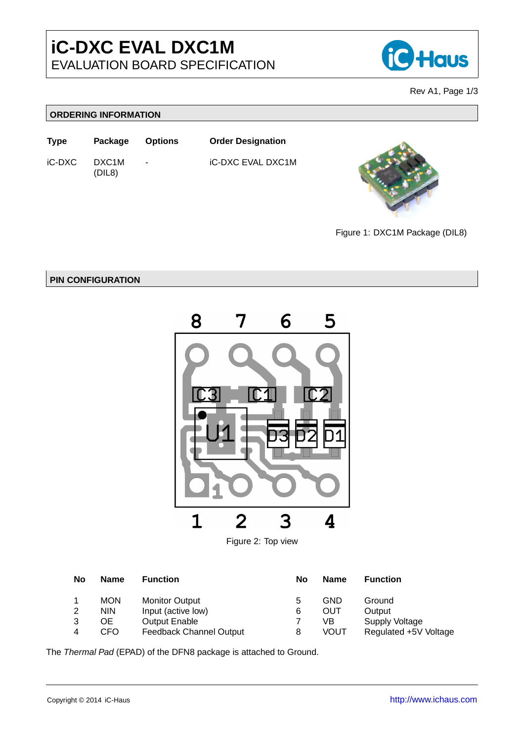# iC-DXC EVAL DXC1M

EVALUATION BOARD SPECIFICATION

Rev A1, Page 1/3

## ORDERING INFORMATION

| Type | Package | Options | Order Designation |
|---|---|---|---|
| iC-DXC | DXC1M (DIL8) | - | iC-DXC EVAL DXC1M |

Figure 1: DXC1M Package (DIL8)

## PIN CONFIGURATION

Figure 2: Top view

| No | Name | Function | No | Name | Function |
|---|---|---|---|---|---|
| 1 | MON | Monitor Output | 5 | GND | Ground |
| 2 | NIN | Input (active low) | 6 | OUT | Output |
| 3 | OE | Output Enable | 7 | VB | Supply Voltage |
| 4 | CFO | Feedback Channel Output | 8 | VOUT | Regulated +5V Voltage |

The *Thermal Pad* (EPAD) of the DFN8 package is attached to Ground.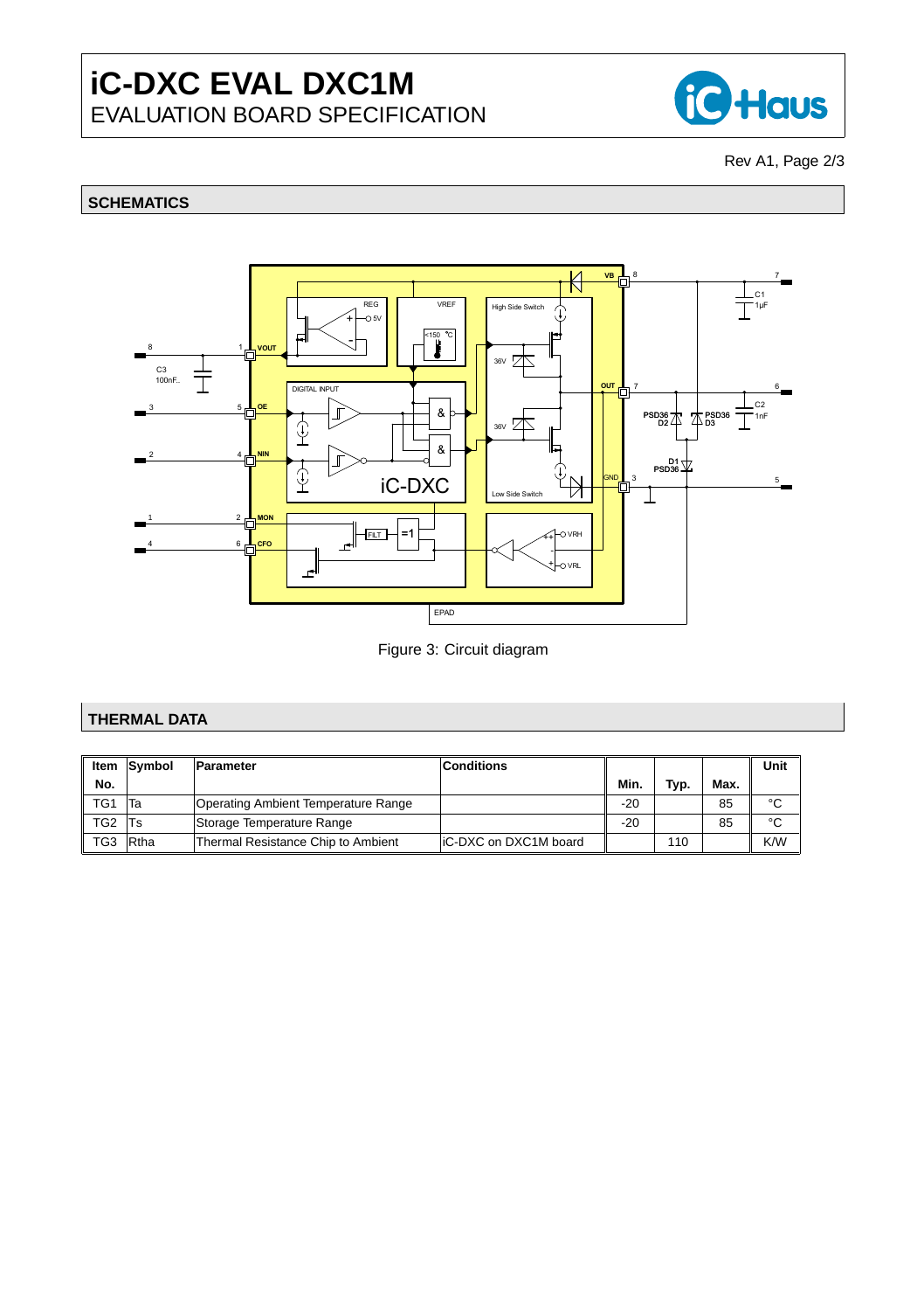## SCHEMATICS

Figure 3: Circuit diagram

## THERMAL DATA

| Item No. | Symbol | Parameter | Conditions | Min. | Typ. | Max. | Unit |
|---|---|---|---|---|---|---|---|
| TG1 | Ta | Operating Ambient Temperature Range | | -20 | | 85 | °C |
| TG2 | Ts | Storage Temperature Range | | -20 | | 85 | °C |
| TG3 | Rtha | Thermal Resistance Chip to Ambient | iC-DXC on DXC1M board | | 110 | | K/W |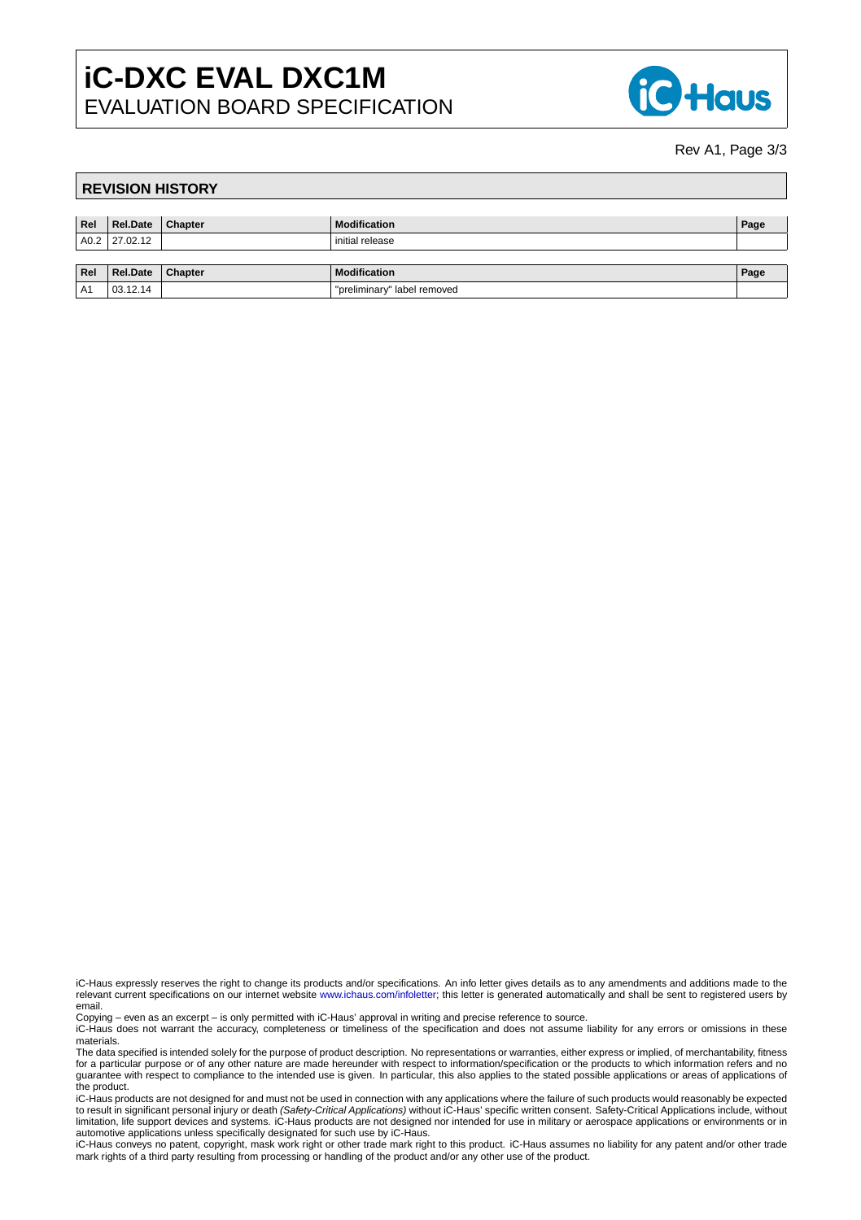## REVISION HISTORY

| Rel | Rel.Date | Chapter | Modification | Page |
|---|---|---|---|---|
| A0.2 | 27.02.12 | | initial release | |

| Rel | Rel.Date | Chapter | Modification | Page |
|---|---|---|---|---|
| A1 | 03.12.14 | | "preliminary" label removed | |

iC-Haus expressly reserves the right to change its products and/or specifications. An info letter gives details as to any amendments and additions made to the relevant current specifications on our internet website www.ichaus.com/infoletter; this letter is generated automatically and shall be sent to registered users by email.

Copying – even as an excerpt – is only permitted with iC-Haus' approval in writing and precise reference to source.

iC-Haus does not warrant the accuracy, completeness or timeliness of the specification and does not assume liability for any errors or omissions in these materials.

The data specified is intended solely for the purpose of product description. No representations or warranties, either express or implied, of merchantability, fitness for a particular purpose or of any other nature are made hereunder with respect to information/specification or the products to which information refers and no guarantee with respect to compliance to the intended use is given. In particular, this also applies to the stated possible applications or areas of applications of the product.

iC-Haus products are not designed for and must not be used in connection with any applications where the failure of such products would reasonably be expected to result in significant personal injury or death *(Safety-Critical Applications)* without iC-Haus' specific written consent. Safety-Critical Applications include, without limitation, life support devices and systems. iC-Haus products are not designed nor intended for use in military or aerospace applications or environments or in automotive applications unless specifically designated for such use by iC-Haus.

iC-Haus conveys no patent, copyright, mask work right or other trade mark right to this product. iC-Haus assumes no liability for any patent and/or other trade mark rights of a third party resulting from processing or handling of the product and/or any other use of the product.